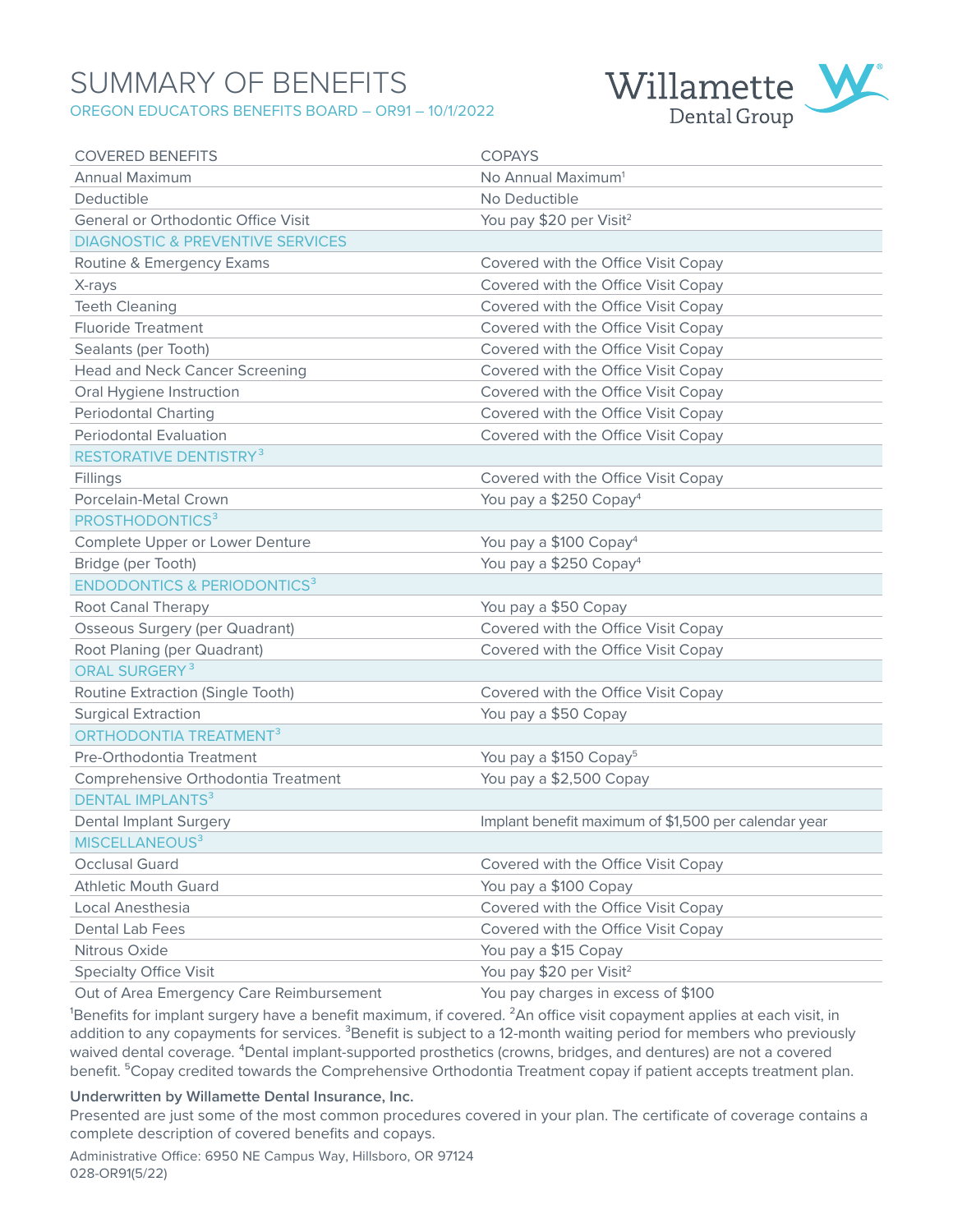# SUMMARY OF BENEFITS

OREGON EDUCATORS BENEFITS BOARD – OR91 – 10/1/2022

Willamette Dental Group

| COVERED BENEFITS | COPAYS |
| --- | --- |
| Annual Maximum | No Annual Maximum[1] |
| Deductible | No Deductible |
| General or Orthodontic Office Visit | You pay $20 per Visit[2] |
| **DIAGNOSTIC & PREVENTIVE SERVICES** | |
| Routine & Emergency Exams | Covered with the Office Visit Copay |
| X-rays | Covered with the Office Visit Copay |
| Teeth Cleaning | Covered with the Office Visit Copay |
| Fluoride Treatment | Covered with the Office Visit Copay |
| Sealants (per Tooth) | Covered with the Office Visit Copay |
| Head and Neck Cancer Screening | Covered with the Office Visit Copay |
| Oral Hygiene Instruction | Covered with the Office Visit Copay |
| Periodontal Charting | Covered with the Office Visit Copay |
| Periodontal Evaluation | Covered with the Office Visit Copay |
| **RESTORATIVE DENTISTRY[3]** | |
| Fillings | Covered with the Office Visit Copay |
| Porcelain-Metal Crown | You pay a $250 Copay[4] |
| **PROSTHODONTICS[3]** | |
| Complete Upper or Lower Denture | You pay a $100 Copay[4] |
| Bridge (per Tooth) | You pay a $250 Copay[4] |
| **ENDODONTICS & PERIODONTICS[3]** | |
| Root Canal Therapy | You pay a $50 Copay |
| Osseous Surgery (per Quadrant) | Covered with the Office Visit Copay |
| Root Planing (per Quadrant) | Covered with the Office Visit Copay |
| **ORAL SURGERY[3]** | |
| Routine Extraction (Single Tooth) | Covered with the Office Visit Copay |
| Surgical Extraction | You pay a $50 Copay |
| **ORTHODONTIA TREATMENT[3]** | |
| Pre-Orthodontia Treatment | You pay a $150 Copay[5] |
| Comprehensive Orthodontia Treatment | You pay a $2,500 Copay |
| **DENTAL IMPLANTS[3]** | |
| Dental Implant Surgery | Implant benefit maximum of $1,500 per calendar year |
| **MISCELLANEOUS[3]** | |
| Occlusal Guard | Covered with the Office Visit Copay |
| Athletic Mouth Guard | You pay a $100 Copay |
| Local Anesthesia | Covered with the Office Visit Copay |
| Dental Lab Fees | Covered with the Office Visit Copay |
| Nitrous Oxide | You pay a $15 Copay |
| Specialty Office Visit | You pay $20 per Visit[2] |
| Out of Area Emergency Care Reimbursement | You pay charges in excess of $100 |

[1]Benefits for implant surgery have a benefit maximum, if covered. [2]An office visit copayment applies at each visit, in addition to any copayments for services. [3]Benefit is subject to a 12-month waiting period for members who previously waived dental coverage. [4]Dental implant-supported prosthetics (crowns, bridges, and dentures) are not a covered benefit. [5]Copay credited towards the Comprehensive Orthodontia Treatment copay if patient accepts treatment plan.

**Underwritten by Willamette Dental Insurance, Inc.**

Presented are just some of the most common procedures covered in your plan. The certificate of coverage contains a complete description of covered benefits and copays.

Administrative Office: 6950 NE Campus Way, Hillsboro, OR 97124

028-OR91(5/22)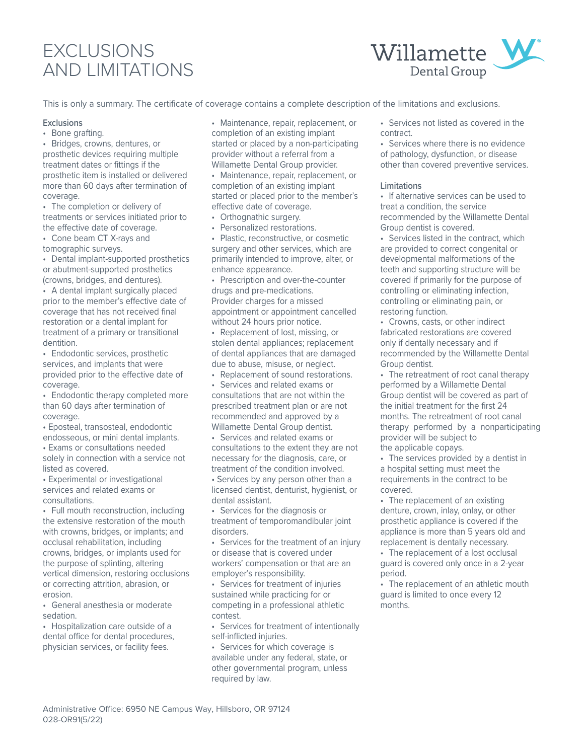# EXCLUSIONS AND LIMITATIONS

Willamette Dental Group

This is only a summary. The certificate of coverage contains a complete description of the limitations and exclusions.

### Exclusions

- Bone grafting.
- Bridges, crowns, dentures, or prosthetic devices requiring multiple treatment dates or fittings if the prosthetic item is installed or delivered more than 60 days after termination of coverage.
- The completion or delivery of treatments or services initiated prior to the effective date of coverage.
- Cone beam CT X-rays and tomographic surveys.
- Dental implant-supported prosthetics or abutment-supported prosthetics (crowns, bridges, and dentures).
- A dental implant surgically placed prior to the member's effective date of coverage that has not received final restoration or a dental implant for treatment of a primary or transitional dentition.
- Endodontic services, prosthetic services, and implants that were provided prior to the effective date of coverage.
- Endodontic therapy completed more than 60 days after termination of coverage.
- Eposteal, transosteal, endodontic endosseous, or mini dental implants.
- Exams or consultations needed solely in connection with a service not listed as covered.
- Experimental or investigational services and related exams or consultations.
- Full mouth reconstruction, including the extensive restoration of the mouth with crowns, bridges, or implants; and occlusal rehabilitation, including crowns, bridges, or implants used for the purpose of splinting, altering vertical dimension, restoring occlusions or correcting attrition, abrasion, or erosion.
- General anesthesia or moderate sedation.
- Hospitalization care outside of a dental office for dental procedures, physician services, or facility fees.
- Maintenance, repair, replacement, or completion of an existing implant started or placed by a non-participating provider without a referral from a Willamette Dental Group provider.
- Maintenance, repair, replacement, or completion of an existing implant started or placed prior to the member's effective date of coverage.
- Orthognathic surgery.
- Personalized restorations.
- Plastic, reconstructive, or cosmetic surgery and other services, which are primarily intended to improve, alter, or enhance appearance.
- Prescription and over-the-counter drugs and pre-medications. Provider charges for a missed appointment or appointment cancelled without 24 hours prior notice.
- Replacement of lost, missing, or stolen dental appliances; replacement of dental appliances that are damaged due to abuse, misuse, or neglect.
- Replacement of sound restorations.
- Services and related exams or consultations that are not within the prescribed treatment plan or are not recommended and approved by a Willamette Dental Group dentist.
- Services and related exams or consultations to the extent they are not necessary for the diagnosis, care, or treatment of the condition involved.
- Services by any person other than a licensed dentist, denturist, hygienist, or dental assistant.
- Services for the diagnosis or treatment of temporomandibular joint disorders.
- Services for the treatment of an injury or disease that is covered under workers' compensation or that are an employer's responsibility.
- Services for treatment of injuries sustained while practicing for or competing in a professional athletic contest.
- Services for treatment of intentionally self-inflicted injuries.
- Services for which coverage is available under any federal, state, or other governmental program, unless required by law.
- Services not listed as covered in the contract.
- Services where there is no evidence of pathology, dysfunction, or disease other than covered preventive services.

### Limitations

- If alternative services can be used to treat a condition, the service recommended by the Willamette Dental Group dentist is covered.
- Services listed in the contract, which are provided to correct congenital or developmental malformations of the teeth and supporting structure will be covered if primarily for the purpose of controlling or eliminating infection, controlling or eliminating pain, or restoring function.
- Crowns, casts, or other indirect fabricated restorations are covered only if dentally necessary and if recommended by the Willamette Dental Group dentist.
- The retreatment of root canal therapy performed by a Willamette Dental Group dentist will be covered as part of the initial treatment for the first 24 months. The retreatment of root canal therapy performed by a nonparticipating provider will be subject to the applicable copays.
- The services provided by a dentist in a hospital setting must meet the requirements in the contract to be covered.
- The replacement of an existing denture, crown, inlay, onlay, or other prosthetic appliance is covered if the appliance is more than 5 years old and replacement is dentally necessary.
- The replacement of a lost occlusal guard is covered only once in a 2-year period.
- The replacement of an athletic mouth guard is limited to once every 12 months.

Administrative Office: 6950 NE Campus Way, Hillsboro, OR 97124
028-OR91(5/22)